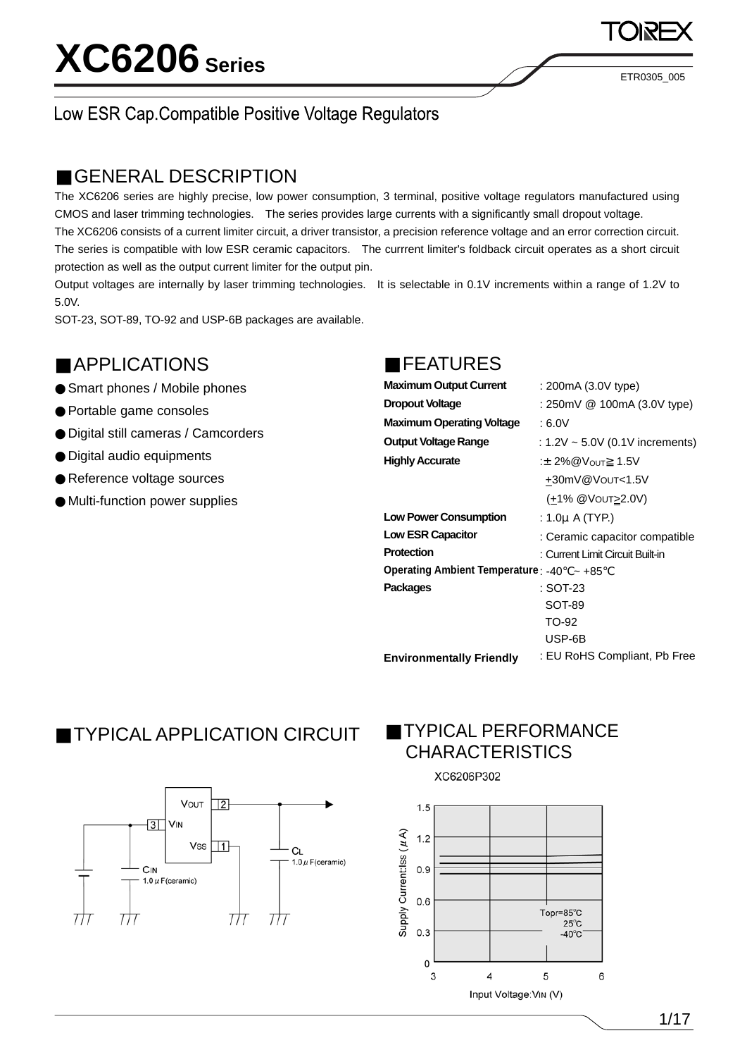# XC6206 Series

## Low ESR Cap.Compatible Positive Voltage Regulators

### ■GENERAL DESCRIPTION

The XC6206 series are highly precise, low power consumption, 3 terminal, positive voltage regulators manufactured using CMOS and laser trimming technologies. The series provides large currents with a significantly small dropout voltage.

The XC6206 consists of a current limiter circuit, a driver transistor, a precision reference voltage and an error correction circuit. The series is compatible with low ESR ceramic capacitors. The currrent limiter's foldback circuit operates as a short circuit protection as well as the output current limiter for the output pin.

Output voltages are internally by laser trimming technologies. It is selectable in 0.1V increments within a range of 1.2V to 5.0V.

SOT-23, SOT-89, TO-92 and USP-6B packages are available.

### ■APPLICATIONS

- Smart phones / Mobile phones
- Portable game consoles
- Digital still cameras / Camcorders
- Digital audio equipments
- Reference voltage sources
- Multi-function power supplies

### ■FEATURES

| | |
|---|---|
| **Maximum Output Current** | : 200mA (3.0V type) |
| **Dropout Voltage** | : 250mV @ 100mA (3.0V type) |
| **Maximum Operating Voltage** | : 6.0V |
| **Output Voltage Range** | : 1.2V ~ 5.0V (0.1V increments) |
| **Highly Accurate** | : ± 2%@$V_{OUT}$≧1.5V |
| | +30mV@$V_{OUT}$<1.5V |
| | (+1% @$V_{OUT}$≥2.0V) |
| **Low Power Consumption** | : 1.0μ A (TYP.) |
| **Low ESR Capacitor** | : Ceramic capacitor compatible |
| **Protection** | : Current Limit Circuit Built-in |
| **Operating Ambient Temperature** | : -40℃~ +85℃ |
| **Packages** | : SOT-23 |
| | SOT-89 |
| | TO-92 |
| | USP-6B |
| **Environmentally Friendly** | : EU RoHS Compliant, Pb Free |

### ■TYPICAL APPLICATION CIRCUIT

### ■TYPICAL PERFORMANCE CHARACTERISTICS

XC6206P302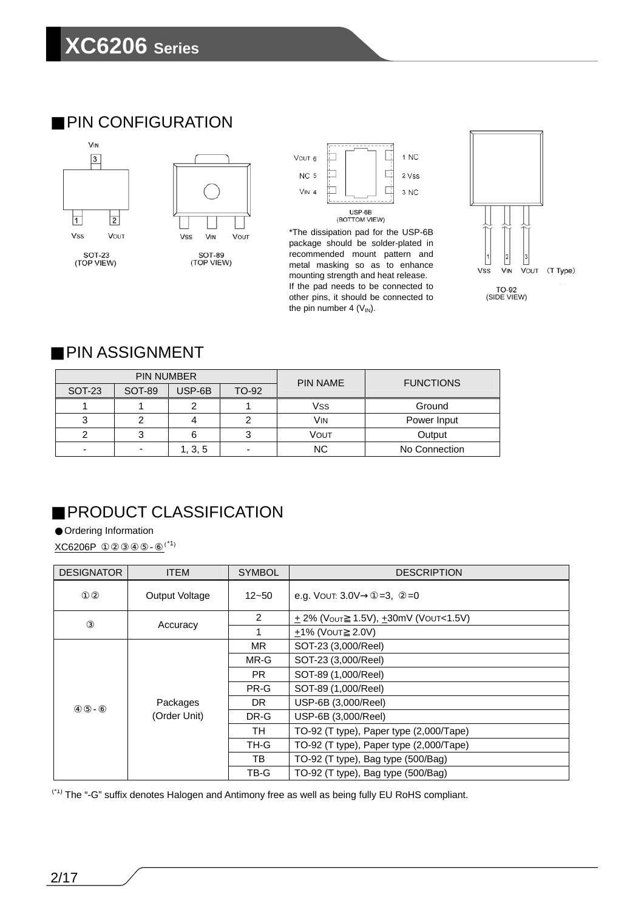## PIN CONFIGURATION

SOT-23 (TOP VIEW): $V_{IN}$ (3), $V_{SS}$ (1), $V_{OUT}$ (2)

SOT-89 (TOP VIEW): $V_{SS}$, $V_{IN}$, $V_{OUT}$

USP-6B (BOTTOM VIEW): $V_{OUT}$ 6, NC 5, $V_{IN}$ 4, 1 NC, 2 $V_{SS}$, 3 NC

*The dissipation pad for the USP-6B package should be solder-plated in recommended mount pattern and metal masking so as to enhance mounting strength and heat release. If the pad needs to be connected to other pins, it should be connected to the pin number 4 ($V_{IN}$).

TO-92 (SIDE VIEW): $V_{SS}$ (1), $V_{IN}$ (2), $V_{OUT}$ (3) (T Type)

## PIN ASSIGNMENT

| PIN NUMBER | | | | PIN NAME | FUNCTIONS |
|---|---|---|---|---|---|
| SOT-23 | SOT-89 | USP-6B | TO-92 | | |
| 1 | 1 | 2 | 1 | $V_{SS}$ | Ground |
| 3 | 2 | 4 | 2 | $V_{IN}$ | Power Input |
| 2 | 3 | 6 | 3 | $V_{OUT}$ | Output |
| - | - | 1, 3, 5 | - | NC | No Connection |

## PRODUCT CLASSIFICATION

● Ordering Information

XC6206P ①②③④⑤-⑥[*1]

| DESIGNATOR | ITEM | SYMBOL | DESCRIPTION |
|---|---|---|---|
| ①② | Output Voltage | 12~50 | e.g. $V_{OUT}$: 3.0V→①=3, ②=0 |
| ③ | Accuracy | 2 | ± 2% ($V_{OUT}$≧1.5V), ±30mV ($V_{OUT}$<1.5V) |
| | | 1 | ±1% ($V_{OUT}$≧2.0V) |
| ④⑤-⑥ | Packages (Order Unit) | MR | SOT-23 (3,000/Reel) |
| | | MR-G | SOT-23 (3,000/Reel) |
| | | PR | SOT-89 (1,000/Reel) |
| | | PR-G | SOT-89 (1,000/Reel) |
| | | DR | USP-6B (3,000/Reel) |
| | | DR-G | USP-6B (3,000/Reel) |
| | | TH | TO-92 (T type), Paper type (2,000/Tape) |
| | | TH-G | TO-92 (T type), Paper type (2,000/Tape) |
| | | TB | TO-92 (T type), Bag type (500/Bag) |
| | | TB-G | TO-92 (T type), Bag type (500/Bag) |

(*1) The "-G" suffix denotes Halogen and Antimony free as well as being fully EU RoHS compliant.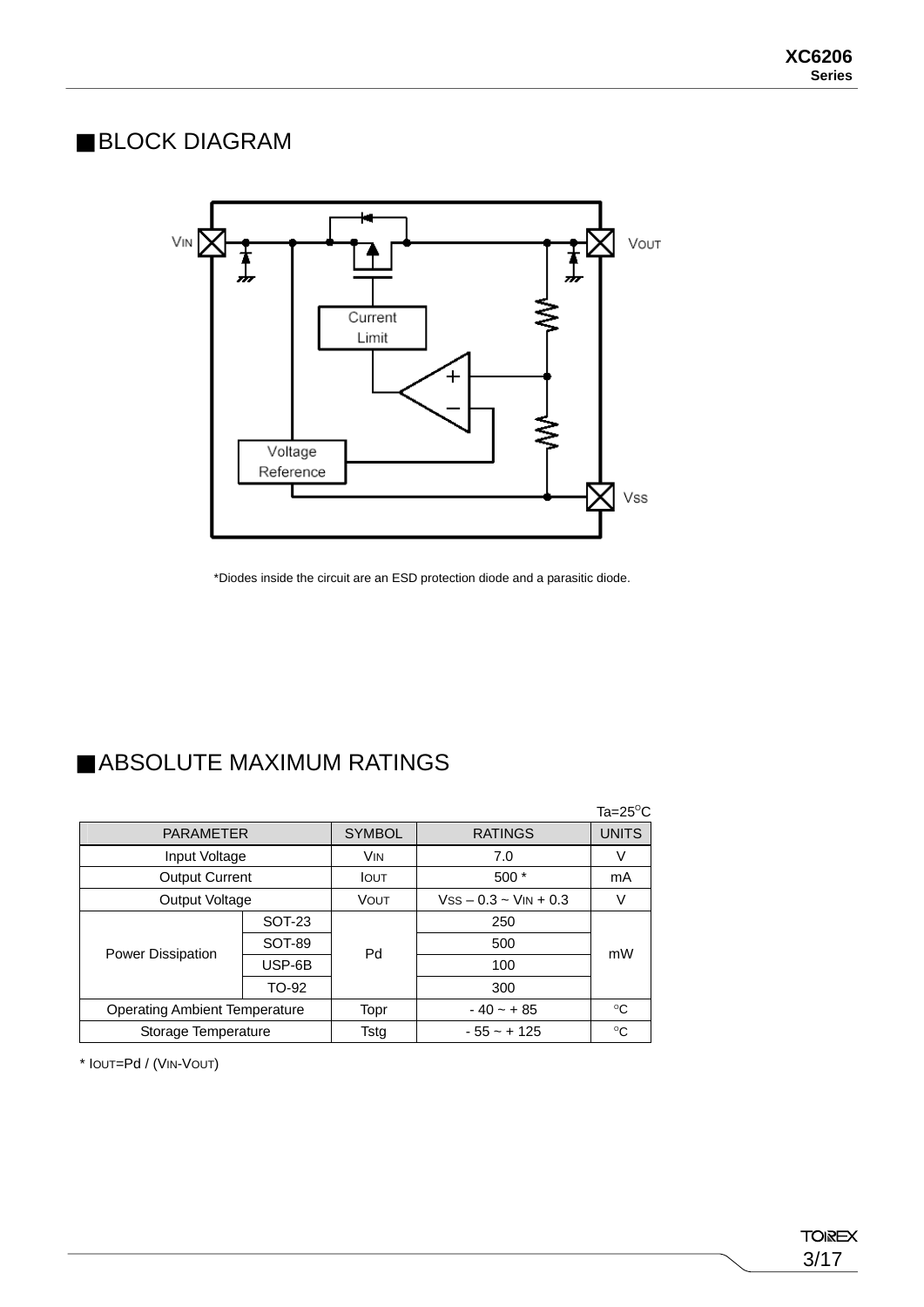## ■BLOCK DIAGRAM

*Diodes inside the circuit are an ESD protection diode and a parasitic diode.

## ■ABSOLUTE MAXIMUM RATINGS

Ta=25°C

| PARAMETER | | SYMBOL | RATINGS | UNITS |
|---|---|---|---|---|
| Input Voltage | | $V_{IN}$ | 7.0 | V |
| Output Current | | $I_{OUT}$ | 500 * | mA |
| Output Voltage | | $V_{OUT}$ | $V_{SS}$ – 0.3 ~ $V_{IN}$ + 0.3 | V |
| Power Dissipation | SOT-23 | Pd | 250 | mW |
| | SOT-89 | | 500 | |
| | USP-6B | | 100 | |
| | TO-92 | | 300 | |
| Operating Ambient Temperature | | Topr | - 40 ~ + 85 | °C |
| Storage Temperature | | Tstg | - 55 ~ + 125 | °C |

* $I_{OUT}$=Pd / ($V_{IN}$-$V_{OUT}$)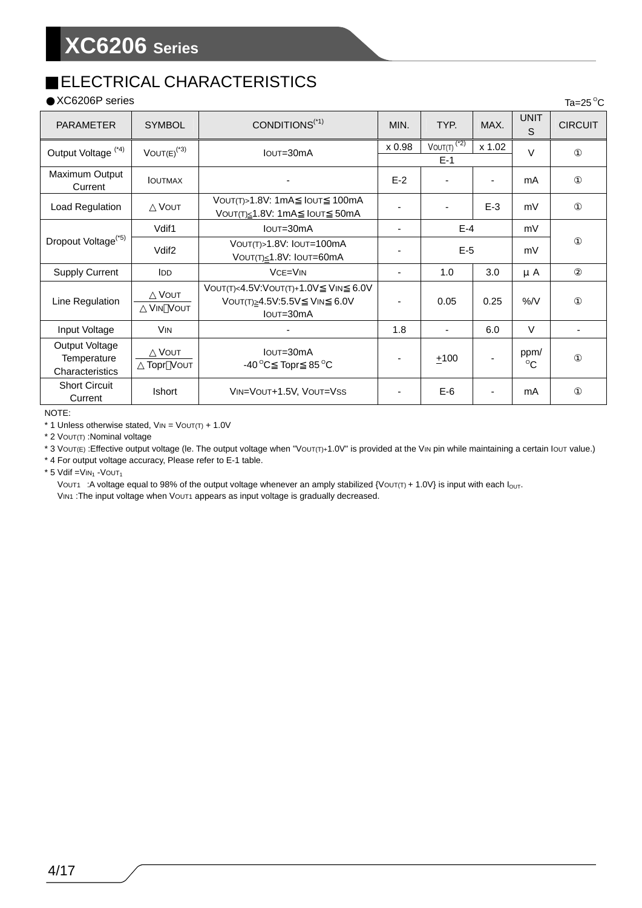## ELECTRICAL CHARACTERISTICS

● XC6206P series

Ta=25°C

| PARAMETER | SYMBOL | CONDITIONS(*1) | MIN. | TYP. | MAX. | UNITS | CIRCUIT |
|---|---|---|---|---|---|---|---|
| Output Voltage (*4) | $V_{OUT(E)}$(*3) | $I_{OUT}$=30mA | x 0.98 | $V_{OUT(T)}$ (*2) | x 1.02 | V | ① |
| | | | | E-1 | | | |
| Maximum Output Current | $I_{OUTMAX}$ | - | E-2 | - | - | mA | ① |
| Load Regulation | $\triangle V_{OUT}$ | $V_{OUT(T)}$>1.8V: 1mA≦ $I_{OUT}$≦ 100mA<br>$V_{OUT(T)}$≦1.8V: 1mA≦ $I_{OUT}$≦ 50mA | - | - | E-3 | mV | ① |
| Dropout Voltage(*5) | Vdif1 | $I_{OUT}$=30mA | - | E-4 | | mV | ① |
| | Vdif2 | $V_{OUT(T)}$>1.8V: $I_{OUT}$=100mA<br>$V_{OUT(T)}$≦1.8V: $I_{OUT}$=60mA | - | E-5 | | mV | |
| Supply Current | $I_{DD}$ | $V_{CE}$=$V_{IN}$ | - | 1.0 | 3.0 | μA | ② |
| Line Regulation | $\dfrac{\triangle V_{OUT}}{\triangle V_{IN} \cdot V_{OUT}}$ | $V_{OUT(T)}$<4.5V:$V_{OUT(T)}$+1.0V≦ $V_{IN}$≦ 6.0V<br>$V_{OUT(T)}$≧4.5V:5.5V≦ $V_{IN}$≦ 6.0V<br>$I_{OUT}$=30mA | - | 0.05 | 0.25 | %/V | ① |
| Input Voltage | $V_{IN}$ | - | 1.8 | - | 6.0 | V | - |
| Output Voltage Temperature Characteristics | $\dfrac{\triangle V_{OUT}}{\triangle Topr \cdot V_{OUT}}$ | $I_{OUT}$=30mA<br>-40°C≦ Topr≦ 85°C | - | ±100 | - | ppm/°C | ① |
| Short Circuit Current | Ishort | $V_{IN}$=$V_{OUT}$+1.5V, $V_{OUT}$=$V_{SS}$ | - | E-6 | - | mA | ① |

NOTE:

* 1 Unless otherwise stated, $V_{IN}$ = $V_{OUT(T)}$ + 1.0V
* 2 $V_{OUT(T)}$ :Nominal voltage
* 3 $V_{OUT(E)}$ :Effective output voltage (Ie. The output voltage when "$V_{OUT(T)}$+1.0V" is provided at the $V_{IN}$ pin while maintaining a certain $I_{OUT}$ value.)
* 4 For output voltage accuracy, Please refer to E-1 table.
* 5 Vdif =$V_{IN1}$ -$V_{OUT1}$

  $V_{OUT1}$ :A voltage equal to 98% of the output voltage whenever an amply stabilized {$V_{OUT(T)}$ + 1.0V} is input with each $I_{OUT}$.

  $V_{IN1}$ :The input voltage when $V_{OUT1}$ appears as input voltage is gradually decreased.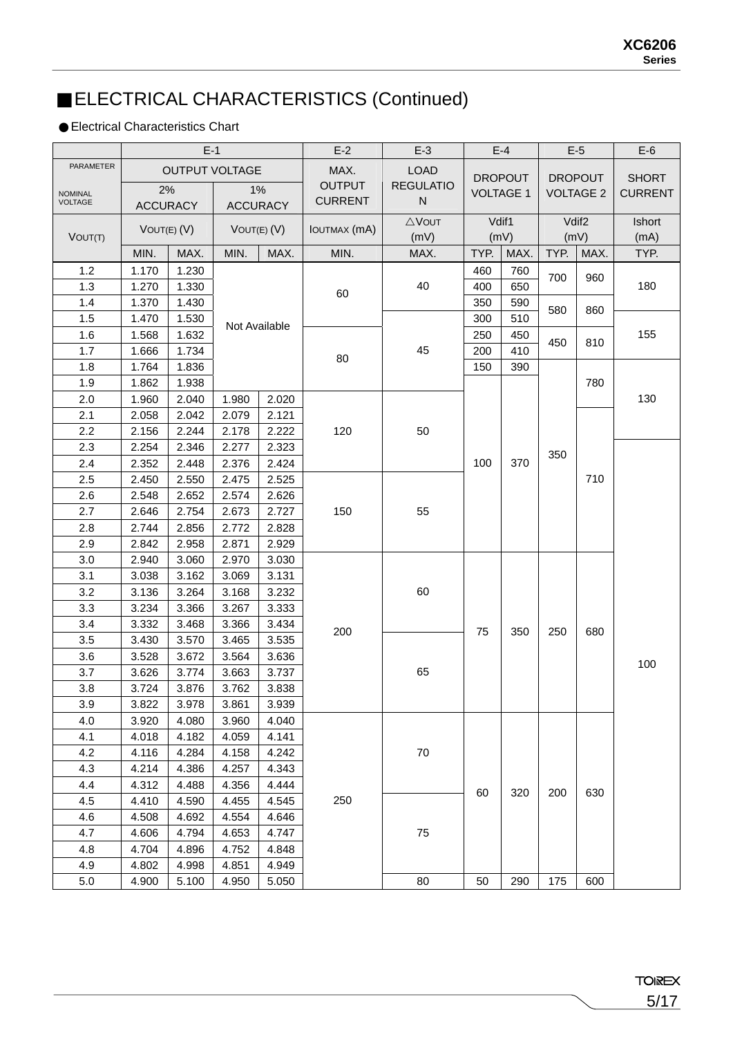## ■ELECTRICAL CHARACTERISTICS (Continued)

● Electrical Characteristics Chart

| | E-1 | | | | E-2 | E-3 | E-4 | | E-5 | | E-6 |
|---|---|---|---|---|---|---|---|---|---|---|---|
| PARAMETER / NOMINAL VOLTAGE | OUTPUT VOLTAGE 2% ACCURACY | | OUTPUT VOLTAGE 1% ACCURACY | | MAX. OUTPUT CURRENT | LOAD REGULATION | DROPOUT VOLTAGE 1 | | DROPOUT VOLTAGE 2 | | SHORT CURRENT |
| $V_{OUT(T)}$ | $V_{OUT(E)}$ (V) | | $V_{OUT(E)}$ (V) | | $I_{OUTMAX}$ (mA) | $\triangle V_{OUT}$ (mV) | Vdif1 (mV) | | Vdif2 (mV) | | Ishort (mA) |
| | MIN. | MAX. | MIN. | MAX. | MIN. | MAX. | TYP. | MAX. | TYP. | MAX. | TYP. |
| 1.2 | 1.170 | 1.230 | Not Available | Not Available | 60 | 40 | 460 | 760 | 700 | 960 | 180 |
| 1.3 | 1.270 | 1.330 | Not Available | Not Available | 60 | 40 | 400 | 650 | 700 | 960 | 180 |
| 1.4 | 1.370 | 1.430 | Not Available | Not Available | 60 | 40 | 350 | 590 | 580 | 860 | 180 |
| 1.5 | 1.470 | 1.530 | Not Available | Not Available | 60 | 45 | 300 | 510 | 580 | 860 | 155 |
| 1.6 | 1.568 | 1.632 | Not Available | Not Available | 80 | 45 | 250 | 450 | 450 | 810 | 155 |
| 1.7 | 1.666 | 1.734 | Not Available | Not Available | 80 | 45 | 200 | 410 | 450 | 810 | 155 |
| 1.8 | 1.764 | 1.836 | Not Available | Not Available | 80 | 45 | 150 | 390 | 350 | 780 | 130 |
| 1.9 | 1.862 | 1.938 | Not Available | Not Available | 80 | 45 | 100 | 370 | 350 | 780 | 130 |
| 2.0 | 1.960 | 2.040 | 1.980 | 2.020 | 120 | 50 | 100 | 370 | 350 | 780 | 130 |
| 2.1 | 2.058 | 2.042 | 2.079 | 2.121 | 120 | 50 | 100 | 370 | 350 | 710 | 130 |
| 2.2 | 2.156 | 2.244 | 2.178 | 2.222 | 120 | 50 | 100 | 370 | 350 | 710 | 130 |
| 2.3 | 2.254 | 2.346 | 2.277 | 2.323 | 120 | 50 | 100 | 370 | 350 | 710 | 100 |
| 2.4 | 2.352 | 2.448 | 2.376 | 2.424 | 120 | 50 | 100 | 370 | 350 | 710 | 100 |
| 2.5 | 2.450 | 2.550 | 2.475 | 2.525 | 150 | 55 | 100 | 370 | 350 | 710 | 100 |
| 2.6 | 2.548 | 2.652 | 2.574 | 2.626 | 150 | 55 | 100 | 370 | 350 | 710 | 100 |
| 2.7 | 2.646 | 2.754 | 2.673 | 2.727 | 150 | 55 | 100 | 370 | 350 | 710 | 100 |
| 2.8 | 2.744 | 2.856 | 2.772 | 2.828 | 150 | 55 | 100 | 370 | 350 | 710 | 100 |
| 2.9 | 2.842 | 2.958 | 2.871 | 2.929 | 150 | 55 | 100 | 370 | 350 | 710 | 100 |
| 3.0 | 2.940 | 3.060 | 2.970 | 3.030 | 200 | 60 | 75 | 350 | 250 | 680 | 100 |
| 3.1 | 3.038 | 3.162 | 3.069 | 3.131 | 200 | 60 | 75 | 350 | 250 | 680 | 100 |
| 3.2 | 3.136 | 3.264 | 3.168 | 3.232 | 200 | 60 | 75 | 350 | 250 | 680 | 100 |
| 3.3 | 3.234 | 3.366 | 3.267 | 3.333 | 200 | 60 | 75 | 350 | 250 | 680 | 100 |
| 3.4 | 3.332 | 3.468 | 3.366 | 3.434 | 200 | 60 | 75 | 350 | 250 | 680 | 100 |
| 3.5 | 3.430 | 3.570 | 3.465 | 3.535 | 200 | 65 | 75 | 350 | 250 | 680 | 100 |
| 3.6 | 3.528 | 3.672 | 3.564 | 3.636 | 200 | 65 | 75 | 350 | 250 | 680 | 100 |
| 3.7 | 3.626 | 3.774 | 3.663 | 3.737 | 200 | 65 | 75 | 350 | 250 | 680 | 100 |
| 3.8 | 3.724 | 3.876 | 3.762 | 3.838 | 200 | 65 | 75 | 350 | 250 | 680 | 100 |
| 3.9 | 3.822 | 3.978 | 3.861 | 3.939 | 200 | 65 | 75 | 350 | 250 | 680 | 100 |
| 4.0 | 3.920 | 4.080 | 3.960 | 4.040 | 250 | 70 | 60 | 320 | 200 | 630 | 100 |
| 4.1 | 4.018 | 4.182 | 4.059 | 4.141 | 250 | 70 | 60 | 320 | 200 | 630 | 100 |
| 4.2 | 4.116 | 4.284 | 4.158 | 4.242 | 250 | 70 | 60 | 320 | 200 | 630 | 100 |
| 4.3 | 4.214 | 4.386 | 4.257 | 4.343 | 250 | 70 | 60 | 320 | 200 | 630 | 100 |
| 4.4 | 4.312 | 4.488 | 4.356 | 4.444 | 250 | 70 | 60 | 320 | 200 | 630 | 100 |
| 4.5 | 4.410 | 4.590 | 4.455 | 4.545 | 250 | 75 | 60 | 320 | 200 | 630 | 100 |
| 4.6 | 4.508 | 4.692 | 4.554 | 4.646 | 250 | 75 | 60 | 320 | 200 | 630 | 100 |
| 4.7 | 4.606 | 4.794 | 4.653 | 4.747 | 250 | 75 | 60 | 320 | 200 | 630 | 100 |
| 4.8 | 4.704 | 4.896 | 4.752 | 4.848 | 250 | 75 | 60 | 320 | 200 | 630 | 100 |
| 4.9 | 4.802 | 4.998 | 4.851 | 4.949 | 250 | 75 | 60 | 320 | 200 | 630 | 100 |
| 5.0 | 4.900 | 5.100 | 4.950 | 5.050 | 250 | 80 | 50 | 290 | 175 | 600 | 100 |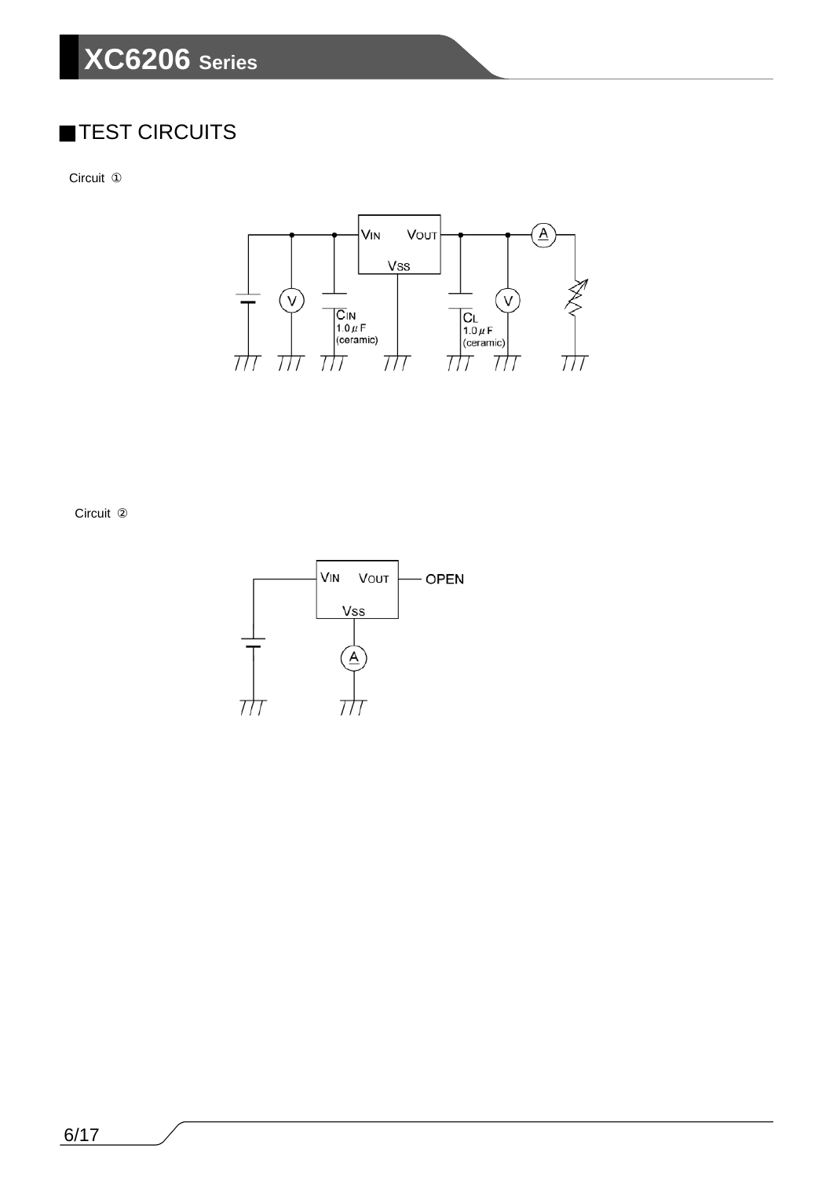## ■TEST CIRCUITS

Circuit ①

Circuit ②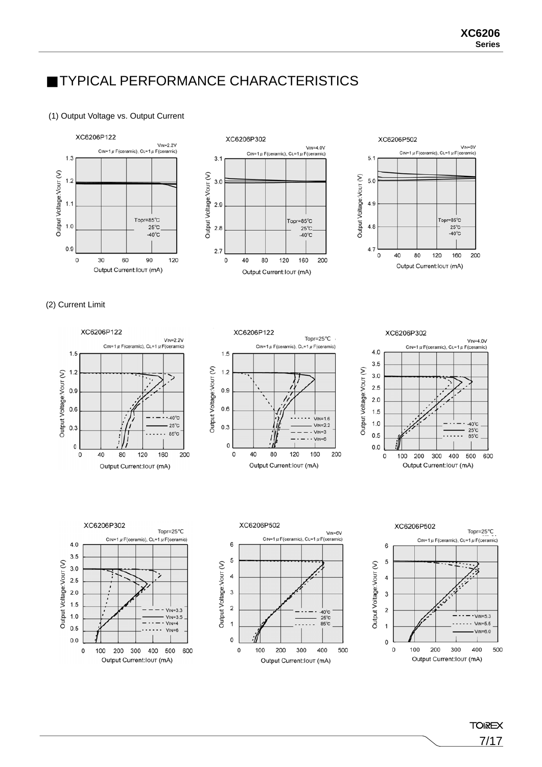## ■TYPICAL PERFORMANCE CHARACTERISTICS

(1) Output Voltage vs. Output Current

XC6206P122

$V_{IN}$=2.2V
$C_{IN}$=1μF(ceramic), $C_L$=1μF(ceramic)

Topr=85℃, 25℃, -40℃

Output Voltage:$V_{OUT}$ (V)
Output Current:$I_{OUT}$ (mA)

XC6206P302

$V_{IN}$=4.0V
$C_{IN}$=1μF(ceramic), $C_L$=1μF(ceramic)

Topr=85℃, 25℃, -40℃

Output Voltage:$V_{OUT}$ (V)
Output Current:$I_{OUT}$ (mA)

XC6206P502

$V_{IN}$=6V
$C_{IN}$=1μF(ceramic), $C_L$=1μF(ceramic)

Topr=85℃, 25℃, -40℃

Output Voltage:$V_{OUT}$ (V)
Output Current:$I_{OUT}$ (mA)

(2) Current Limit

XC6206P122

$V_{IN}$=2.2V
$C_{IN}$=1μF(ceramic), $C_L$=1μF(ceramic)

-40℃, 25℃, 85℃

Output Voltage:$V_{OUT}$ (V)
Output Current:$I_{OUT}$ (mA)

XC6206P122

Topr=25℃
$C_{IN}$=1μF(ceramic), $C_L$=1μF(ceramic)

$V_{IN}$=1.6, $V_{IN}$=2.2, $V_{IN}$=3, $V_{IN}$=6

Output Voltage:$V_{OUT}$ (V)
Output Current:$I_{OUT}$ (mA)

XC6206P302

$V_{IN}$=4.0V
$C_{IN}$=1μF(ceramic), $C_L$=1μF(ceramic)

-40℃, 25℃, 85℃

Output Voltage:$V_{OUT}$ (V)
Output Current:$I_{OUT}$ (mA)

XC6206P302

Topr=25℃
$C_{IN}$=1μF(ceramic), $C_L$=1μF(ceramic)

$V_{IN}$=3.3, $V_{IN}$=3.5, $V_{IN}$=4, $V_{IN}$=6

Output Voltage:$V_{OUT}$ (V)
Output Current:$I_{OUT}$ (mA)

XC6206P502

$V_{IN}$=6V
$C_{IN}$=1μF(ceramic), $C_L$=1μF(ceramic)

-40℃, 25℃, 85℃

Output Voltage:$V_{OUT}$ (V)
Output Current:$I_{OUT}$ (mA)

XC6206P502

Topr=25℃
$C_{IN}$=1μF(ceramic), $C_L$=1μF(ceramic)

$V_{IN}$=5.3, $V_{IN}$=5.5, $V_{IN}$=6.0

Output Voltage:$V_{OUT}$ (V)
Output Current:$I_{OUT}$ (mA)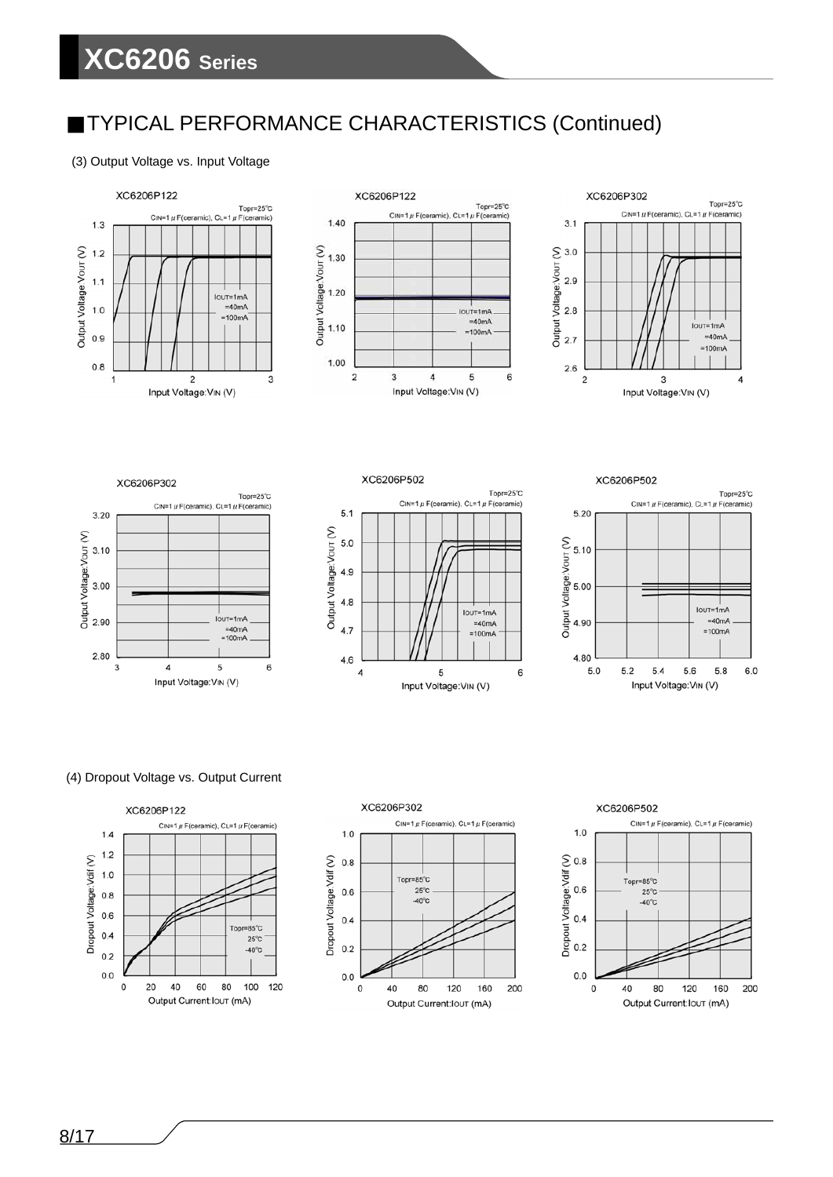## TYPICAL PERFORMANCE CHARACTERISTICS (Continued)

(3) Output Voltage vs. Input Voltage

XC6206P122

Topr=25℃
CIN=1μF(ceramic), CL=1μF(ceramic)

Output Voltage:VOUT (V)

Input Voltage:VIN (V)

IOUT=1mA
=40mA
=100mA

XC6206P122

Topr=25℃
CIN=1μF(ceramic), CL=1μF(ceramic)

Output Voltage:VOUT (V)

Input Voltage:VIN (V)

IOUT=1mA
=40mA
=100mA

XC6206P302

Topr=25℃
CIN=1μF(ceramic), CL=1μF(ceramic)

Output Voltage:VOUT (V)

Input Voltage:VIN (V)

IOUT=1mA
=40mA
=100mA

XC6206P302

Topr=25℃
CIN=1μF(ceramic), CL=1μF(ceramic)

Output Voltage:VOUT (V)

Input Voltage:VIN (V)

IOUT=1mA
=40mA
=100mA

XC6206P502

Topr=25℃
CIN=1μF(ceramic), CL=1μF(ceramic)

Output Voltage:VOUT (V)

Input Voltage:VIN (V)

IOUT=1mA
=40mA
=100mA

XC6206P502

Topr=25℃
CIN=1μF(ceramic), CL=1μF(ceramic)

Output Voltage:VOUT (V)

Input Voltage:VIN (V)

IOUT=1mA
=40mA
=100mA

(4) Dropout Voltage vs. Output Current

XC6206P122

CIN=1μF(ceramic), CL=1μF(ceramic)

Dropout Voltage:Vdif (V)

Output Current:IOUT (mA)

Topr=85℃
25℃
-40℃

XC6206P302

CIN=1μF(ceramic), CL=1μF(ceramic)

Dropout Voltage:Vdif (V)

Output Current:IOUT (mA)

Topr=85℃
25℃
-40℃

XC6206P502

CIN=1μF(ceramic), CL=1μF(ceramic)

Dropout Voltage:Vdif (V)

Output Current:IOUT (mA)

Topr=85℃
25℃
-40℃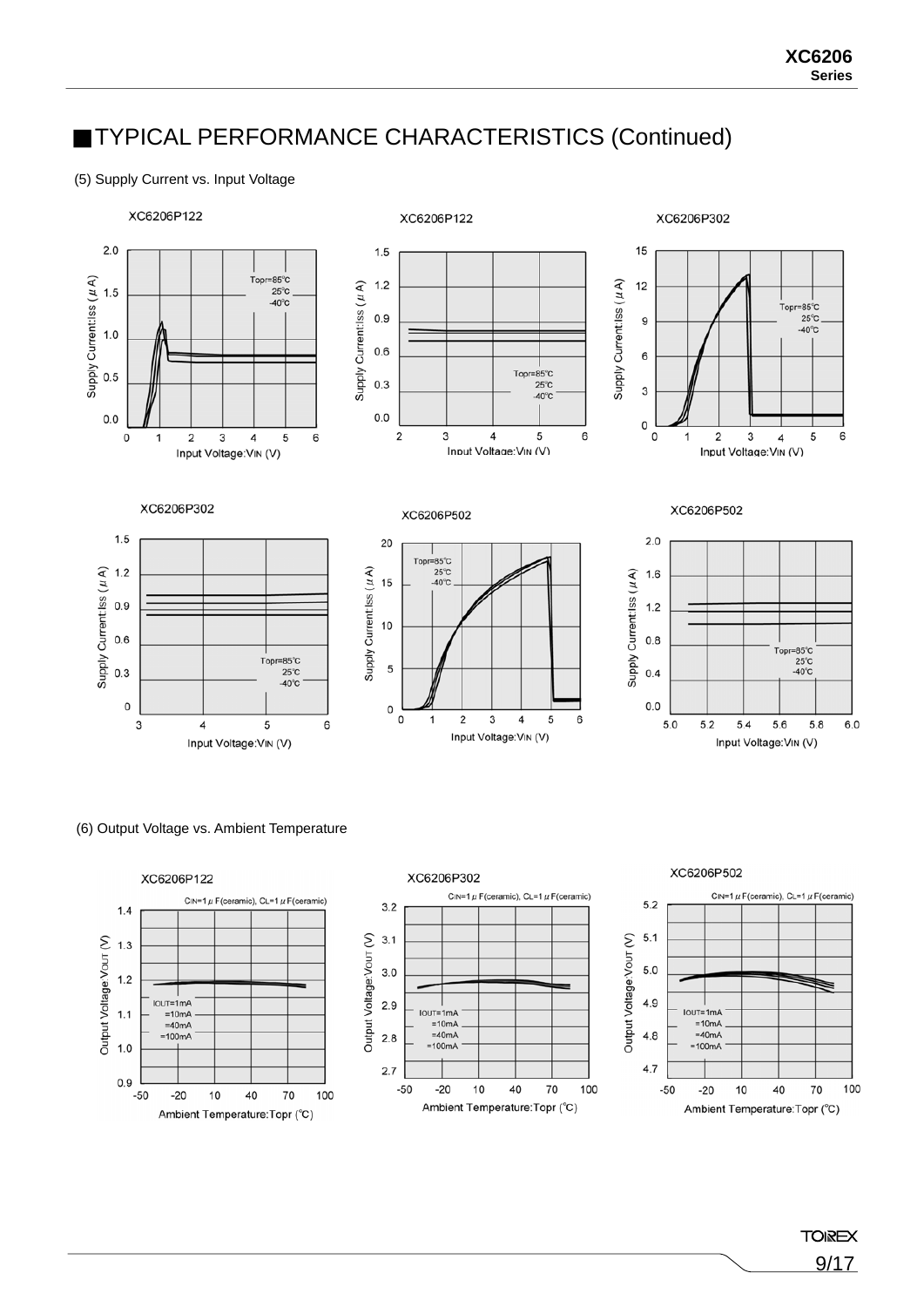## ■TYPICAL PERFORMANCE CHARACTERISTICS (Continued)

(5) Supply Current vs. Input Voltage

XC6206P122

Topr=85℃, 25℃, -40℃

Supply Current:Iss (μA) / Input Voltage:VIN (V)

XC6206P122

Topr=85℃, 25℃, -40℃

Supply Current:Iss (μA) / Input Voltage:VIN (V)

XC6206P302

Topr=85℃, 25℃, -40℃

Supply Current:Iss (μA) / Input Voltage:VIN (V)

XC6206P302

Topr=85℃, 25℃, -40℃

Supply Current:Iss (μA) / Input Voltage:VIN (V)

XC6206P502

Topr=85℃, 25℃, -40℃

Supply Current:Iss (μA) / Input Voltage:VIN (V)

XC6206P502

Topr=85℃, 25℃, -40℃

Supply Current:Iss (μA) / Input Voltage:VIN (V)

(6) Output Voltage vs. Ambient Temperature

XC6206P122

CIN=1μF(ceramic), CL=1μF(ceramic)

IOUT=1mA, =10mA, =40mA, =100mA

Output Voltage:VOUT (V) / Ambient Temperature:Topr (℃)

XC6206P302

CIN=1μF(ceramic), CL=1μF(ceramic)

IOUT=1mA, =10mA, =40mA, =100mA

Output Voltage:VOUT (V) / Ambient Temperature:Topr (℃)

XC6206P502

CIN=1μF(ceramic), CL=1μF(ceramic)

IOUT=1mA, =10mA, =40mA, =100mA

Output Voltage:VOUT (V) / Ambient Temperature:Topr (℃)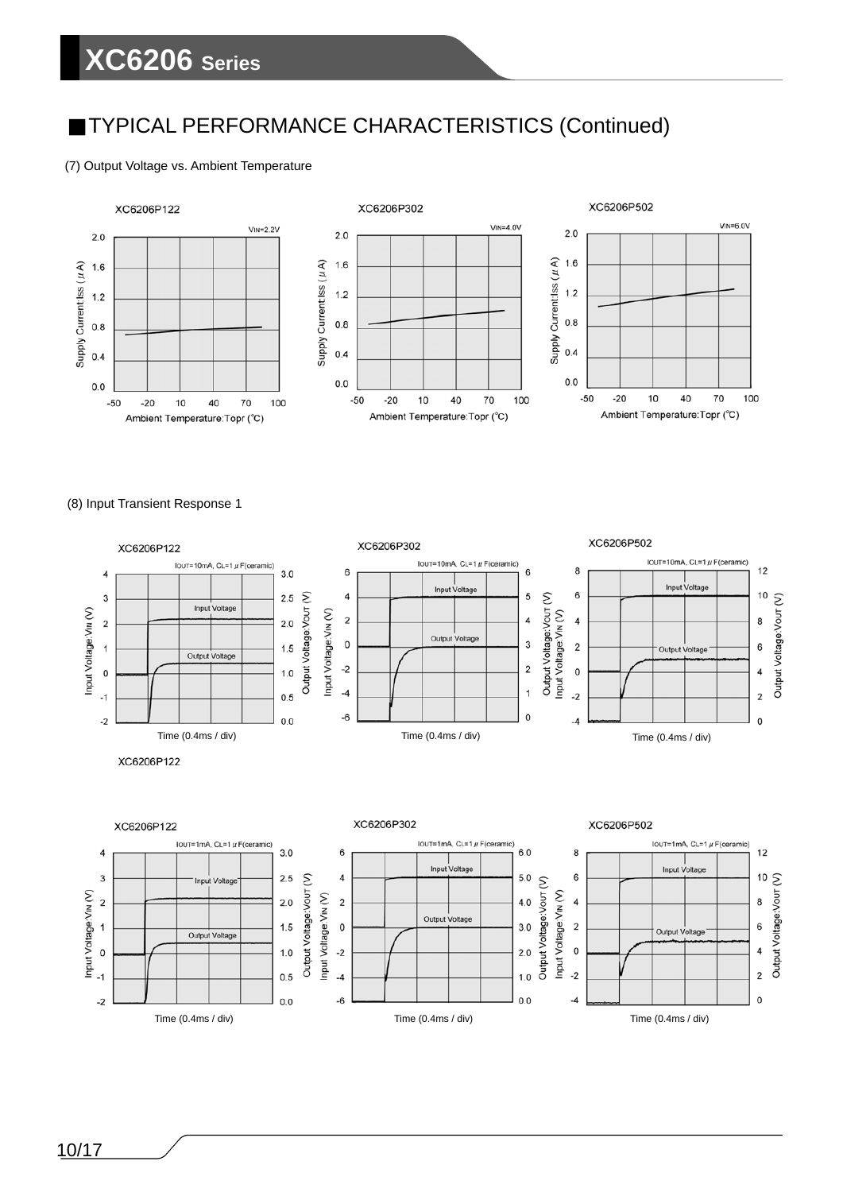## ■TYPICAL PERFORMANCE CHARACTERISTICS (Continued)

(7) Output Voltage vs. Ambient Temperature

XC6206P122

XC6206P302

XC6206P502

(8) Input Transient Response 1

XC6206P122

XC6206P302

XC6206P502

XC6206P122

XC6206P122

XC6206P302

XC6206P502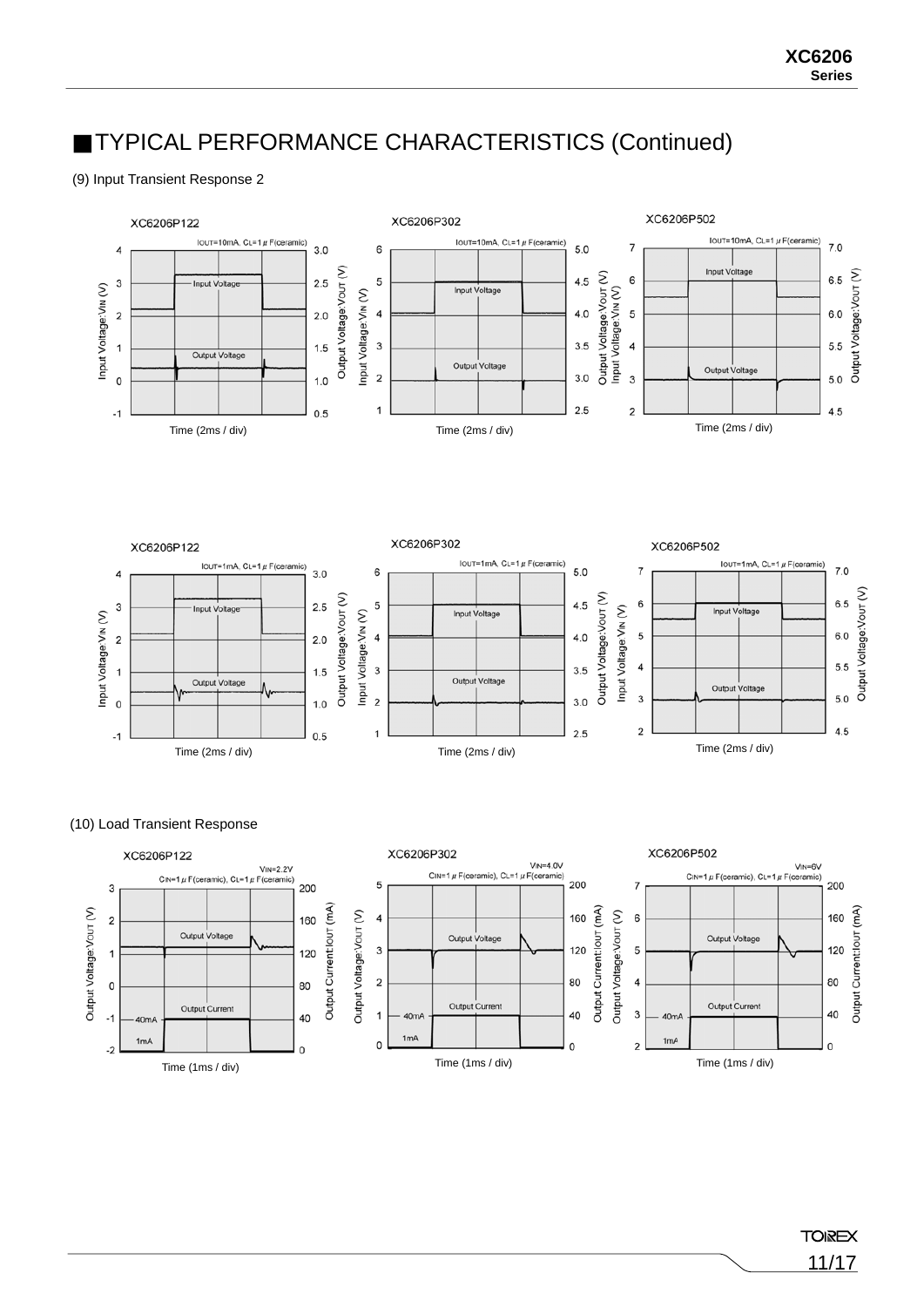## ■TYPICAL PERFORMANCE CHARACTERISTICS (Continued)

(9) Input Transient Response 2

XC6206P122

$I_{OUT}$=10mA, $C_L$=1 μF(ceramic)

Input Voltage: $V_{IN}$ (V) / Output Voltage: $V_{OUT}$ (V)

Input Voltage / Output Voltage

Time (2ms / div)

XC6206P302

$I_{OUT}$=10mA, $C_L$=1 μF(ceramic)

Input Voltage: $V_{IN}$ (V) / Output Voltage: $V_{OUT}$ (V)

Input Voltage / Output Voltage

Time (2ms / div)

XC6206P502

$I_{OUT}$=10mA, $C_L$=1 μF(ceramic)

Input Voltage: $V_{IN}$ (V) / Output Voltage: $V_{OUT}$ (V)

Input Voltage / Output Voltage

Time (2ms / div)

XC6206P122

$I_{OUT}$=1mA, $C_L$=1 μF(ceramic)

Input Voltage: $V_{IN}$ (V) / Output Voltage: $V_{OUT}$ (V)

Input Voltage / Output Voltage

Time (2ms / div)

XC6206P302

$I_{OUT}$=1mA, $C_L$=1 μF(ceramic)

Input Voltage: $V_{IN}$ (V) / Output Voltage: $V_{OUT}$ (V)

Input Voltage / Output Voltage

Time (2ms / div)

XC6206P502

$I_{OUT}$=1mA, $C_L$=1 μF(ceramic)

Input Voltage: $V_{IN}$ (V) / Output Voltage: $V_{OUT}$ (V)

Input Voltage / Output Voltage

Time (2ms / div)

(10) Load Transient Response

XC6206P122

$V_{IN}$=2.2V

$C_{IN}$=1 μF(ceramic), $C_L$=1 μF(ceramic)

Output Voltage: $V_{OUT}$ (V) / Output Current: $I_{OUT}$ (mA)

Output Voltage / Output Current (40mA, 1mA)

Time (1ms / div)

XC6206P302

$V_{IN}$=4.0V

$C_{IN}$=1 μF(ceramic), $C_L$=1 μF(ceramic)

Output Voltage: $V_{OUT}$ (V) / Output Current: $I_{OUT}$ (mA)

Output Voltage / Output Current (40mA, 1mA)

Time (1ms / div)

XC6206P502

$V_{IN}$=6V

$C_{IN}$=1 μF(ceramic), $C_L$=1 μF(ceramic)

Output Voltage: $V_{OUT}$ (V) / Output Current: $I_{OUT}$ (mA)

Output Voltage / Output Current (40mA, 1mA)

Time (1ms / div)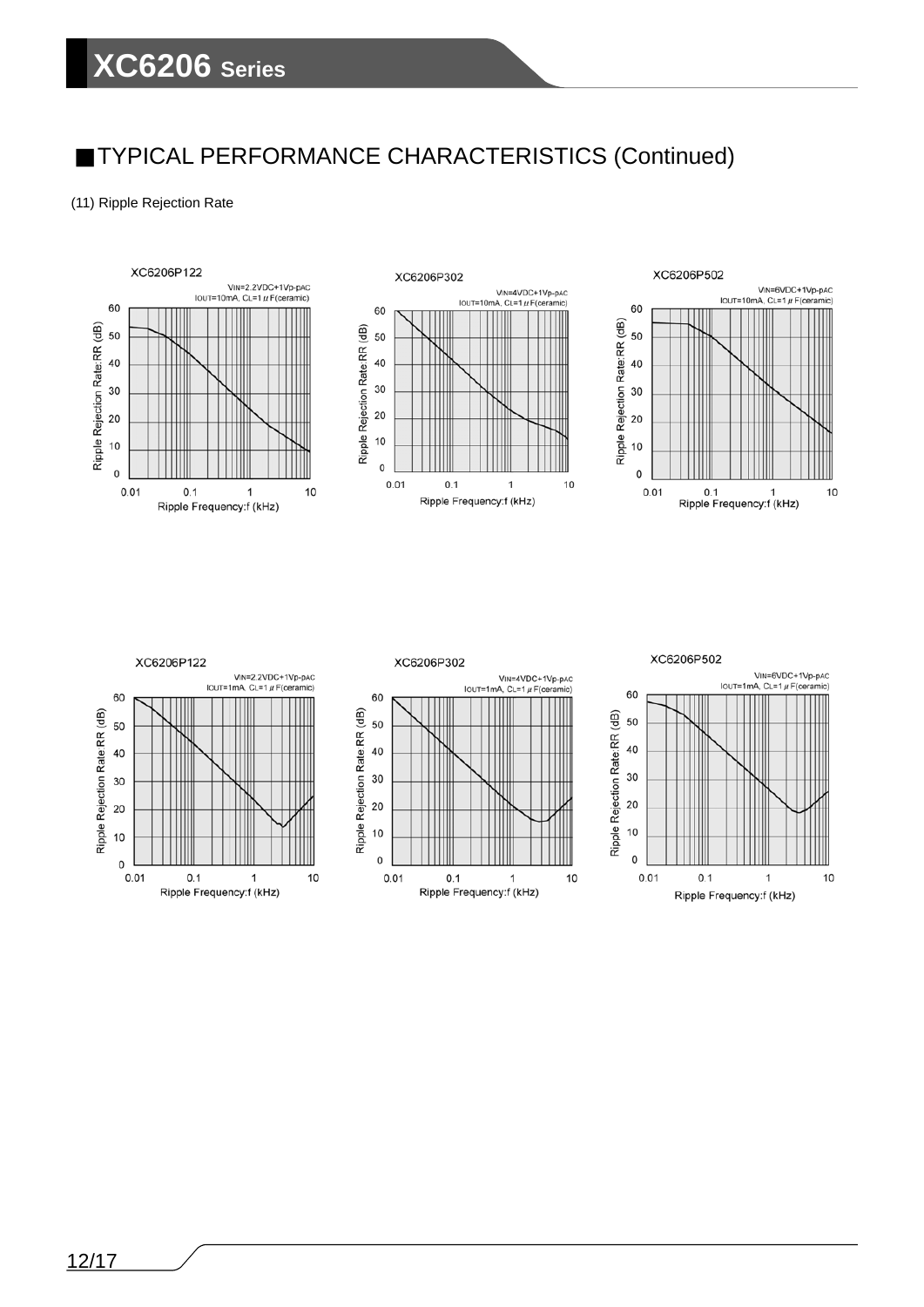## ■TYPICAL PERFORMANCE CHARACTERISTICS (Continued)

(11) Ripple Rejection Rate

XC6206P122

$V_{IN}$=2.2VDC+1Vp-pAC
$I_{OUT}$=10mA, $C_L$=1 μF(ceramic)

XC6206P302

$V_{IN}$=4VDC+1Vp-pAC
$I_{OUT}$=10mA, $C_L$=1 μF(ceramic)

XC6206P502

$V_{IN}$=6VDC+1Vp-pAC
$I_{OUT}$=10mA, $C_L$=1 μF(ceramic)

XC6206P122

$V_{IN}$=2.2VDC+1Vp-pAC
$I_{OUT}$=1mA, $C_L$=1 μF(ceramic)

XC6206P302

$V_{IN}$=4VDC+1Vp-pAC
$I_{OUT}$=1mA, $C_L$=1 μF(ceramic)

XC6206P502

$V_{IN}$=6VDC+1Vp-pAC
$I_{OUT}$=1mA, $C_L$=1 μF(ceramic)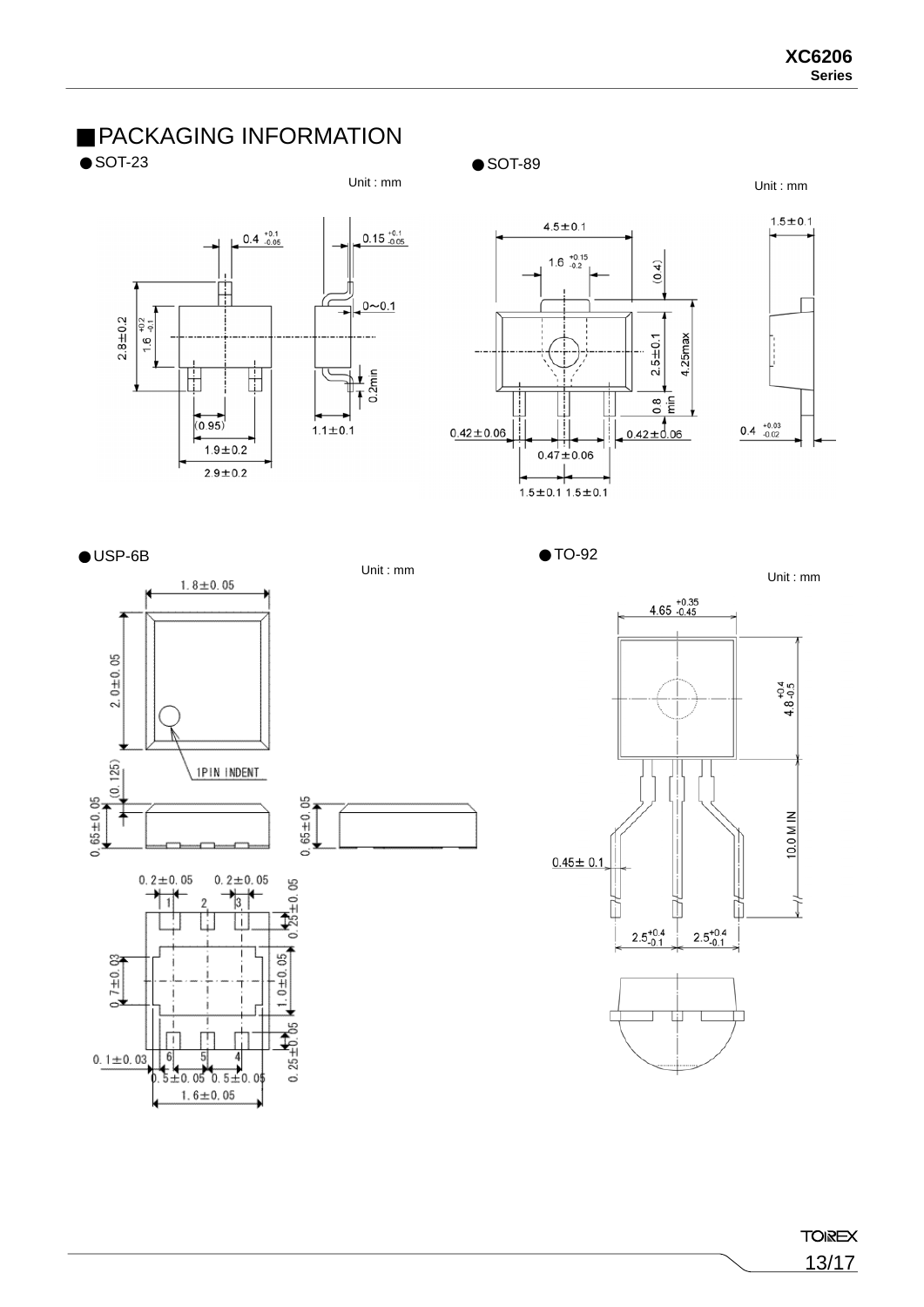## ■PACKAGING INFORMATION

● SOT-23

Unit : mm

$0.4^{+0.1}_{-0.05}$ $0.15^{+0.1}_{-0.05}$

0~0.1

2.8±0.2

$1.6^{+0.2}_{-0.1}$

0.2min

(0.95)

1.1±0.1

1.9±0.2

2.9±0.2

● SOT-89

Unit : mm

4.5±0.1

$1.6^{+0.15}_{-0.2}$

(0.4)

1.5±0.1

2.5±0.1

4.25max

0.8 min

0.42±0.06 0.42±0.06

0.47±0.06

$0.4^{+0.03}_{-0.02}$

1.5±0.1 1.5±0.1

● USP-6B

Unit : mm

1.8±0.05

2.0±0.05

1PIN INDENT

(0.125)

0.65±0.05 0.65±0.05

0.2±0.05 0.2±0.05

1 2 3

0.25±0.05

0.7±0.03

1.0±0.05

0.25±0.05

0.1±0.03

6 5 4

0.5±0.05 0.5±0.05

1.6±0.05

● TO-92

Unit : mm

$4.65^{+0.35}_{-0.45}$

$4.8^{+0.4}_{-0.5}$

10.0 MIN

0.45± 0.1

$2.5^{+0.4}_{-0.1}$ $2.5^{+0.4}_{-0.1}$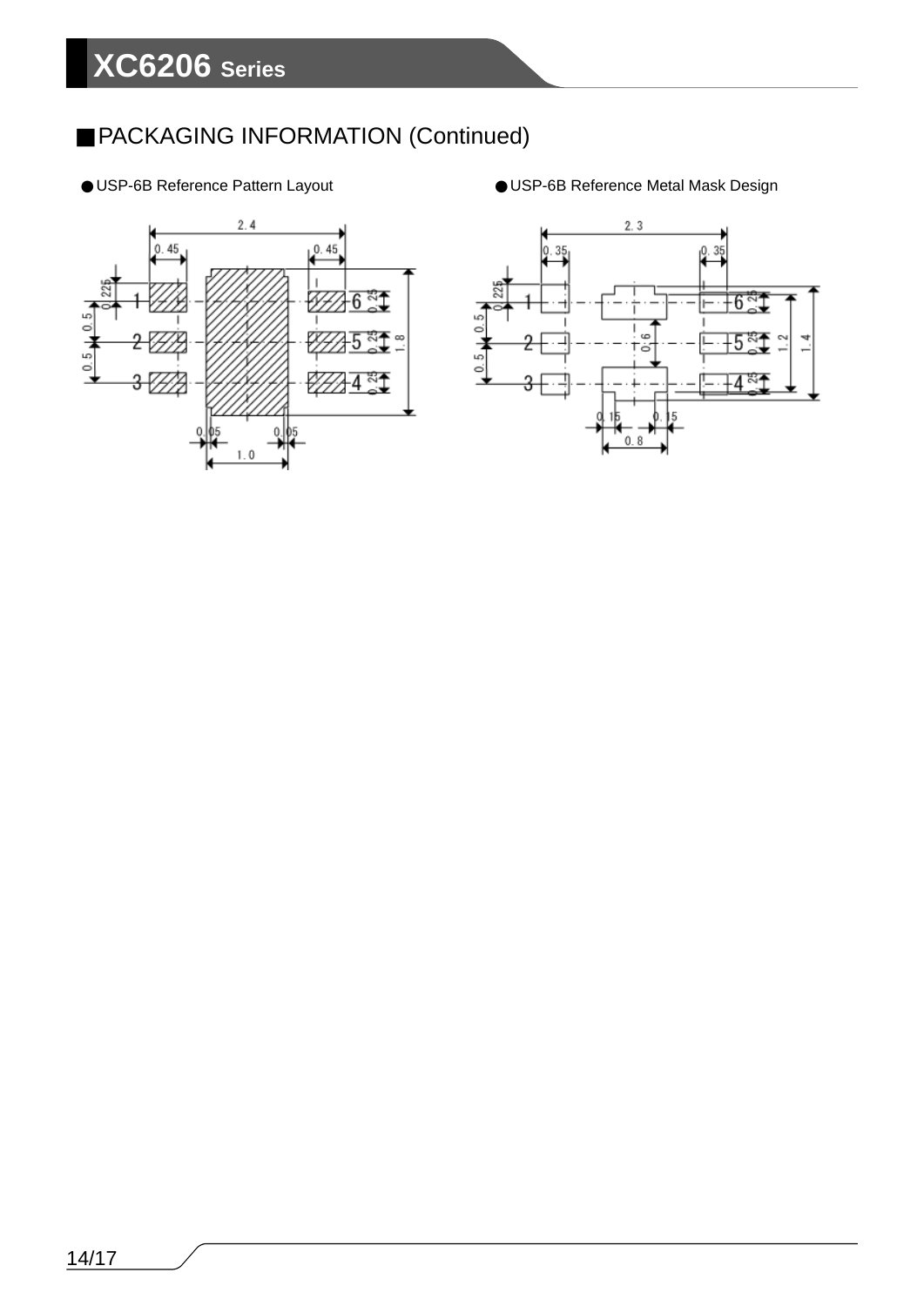## ■PACKAGING INFORMATION (Continued)

● USP-6B Reference Pattern Layout

● USP-6B Reference Metal Mask Design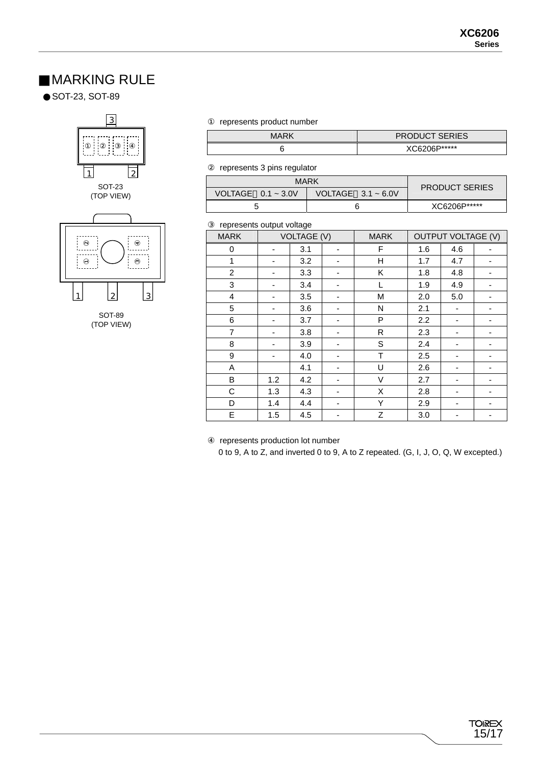## ■MARKING RULE

● SOT-23, SOT-89

3

①②③④

1 2

SOT-23
(TOP VIEW)

1 2 3

SOT-89
(TOP VIEW)

① represents product number

| MARK | PRODUCT SERIES |
|---|---|
| 6 | XC6206P***** |

② represents 3 pins regulator

| MARK | | PRODUCT SERIES |
|---|---|---|
| VOLTAGE＝0.1 ~ 3.0V | VOLTAGE＝3.1 ~ 6.0V | |
| 5 | 6 | XC6206P***** |

③ represents output voltage

| MARK | VOLTAGE (V) | | | MARK | OUTPUT VOLTAGE (V) | | |
|---|---|---|---|---|---|---|---|
| 0 | - | 3.1 | - | F | 1.6 | 4.6 | - |
| 1 | - | 3.2 | - | H | 1.7 | 4.7 | - |
| 2 | - | 3.3 | - | K | 1.8 | 4.8 | - |
| 3 | - | 3.4 | - | L | 1.9 | 4.9 | - |
| 4 | - | 3.5 | - | M | 2.0 | 5.0 | - |
| 5 | - | 3.6 | - | N | 2.1 | - | - |
| 6 | - | 3.7 | - | P | 2.2 | - | - |
| 7 | - | 3.8 | - | R | 2.3 | - | - |
| 8 | - | 3.9 | - | S | 2.4 | - | - |
| 9 | - | 4.0 | - | T | 2.5 | - | - |
| A | | 4.1 | - | U | 2.6 | - | - |
| B | 1.2 | 4.2 | - | V | 2.7 | - | - |
| C | 1.3 | 4.3 | - | X | 2.8 | - | - |
| D | 1.4 | 4.4 | - | Y | 2.9 | - | - |
| E | 1.5 | 4.5 | - | Z | 3.0 | - | - |

④ represents production lot number
0 to 9, A to Z, and inverted 0 to 9, A to Z repeated. (G, I, J, O, Q, W excepted.)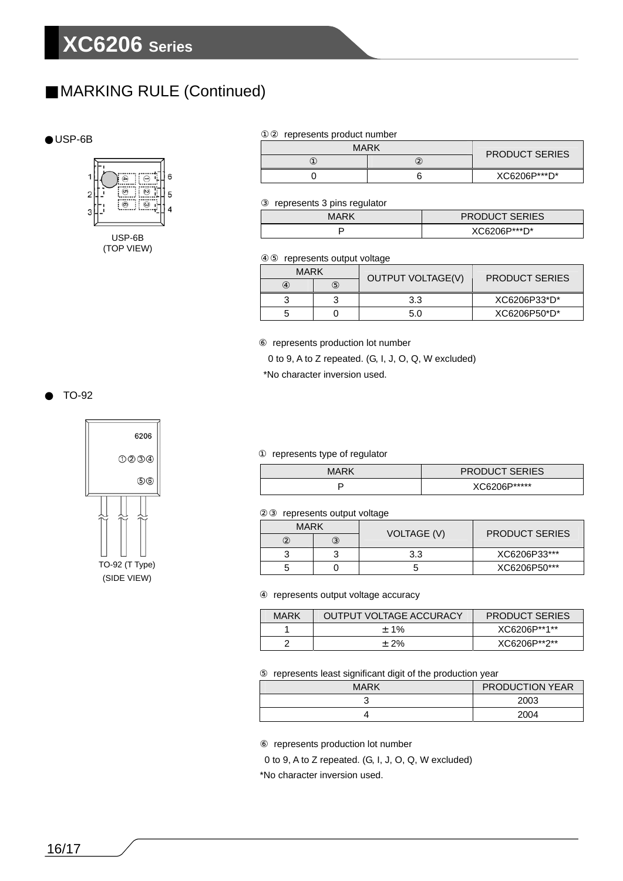## ■MARKING RULE (Continued)

● USP-6B

USP-6B
(TOP VIEW)

①② represents product number

| MARK | | PRODUCT SERIES |
|---|---|---|
| ① | ② | |
| 0 | 6 | XC6206P***D* |

③ represents 3 pins regulator

| MARK | PRODUCT SERIES |
|---|---|
| P | XC6206P***D* |

④⑤ represents output voltage

| MARK | | OUTPUT VOLTAGE(V) | PRODUCT SERIES |
|---|---|---|---|
| ④ | ⑤ | | |
| 3 | 3 | 3.3 | XC6206P33*D* |
| 5 | 0 | 5.0 | XC6206P50*D* |

⑥ represents production lot number

0 to 9, A to Z repeated. (G, I, J, O, Q, W excluded)

*No character inversion used.

● TO-92

6206
①②③④
⑤⑥

TO-92 (T Type)
(SIDE VIEW)

① represents type of regulator

| MARK | PRODUCT SERIES |
|---|---|
| P | XC6206P***** |

②③ represents output voltage

| MARK | | VOLTAGE (V) | PRODUCT SERIES |
|---|---|---|---|
| ② | ③ | | |
| 3 | 3 | 3.3 | XC6206P33*** |
| 5 | 0 | 5 | XC6206P50*** |

④ represents output voltage accuracy

| MARK | OUTPUT VOLTAGE ACCURACY | PRODUCT SERIES |
|---|---|---|
| 1 | ±1% | XC6206P**1** |
| 2 | ±2% | XC6206P**2** |

⑤ represents least significant digit of the production year

| MARK | PRODUCTION YEAR |
|---|---|
| 3 | 2003 |
| 4 | 2004 |

⑥ represents production lot number

0 to 9, A to Z repeated. (G, I, J, O, Q, W excluded)

*No character inversion used.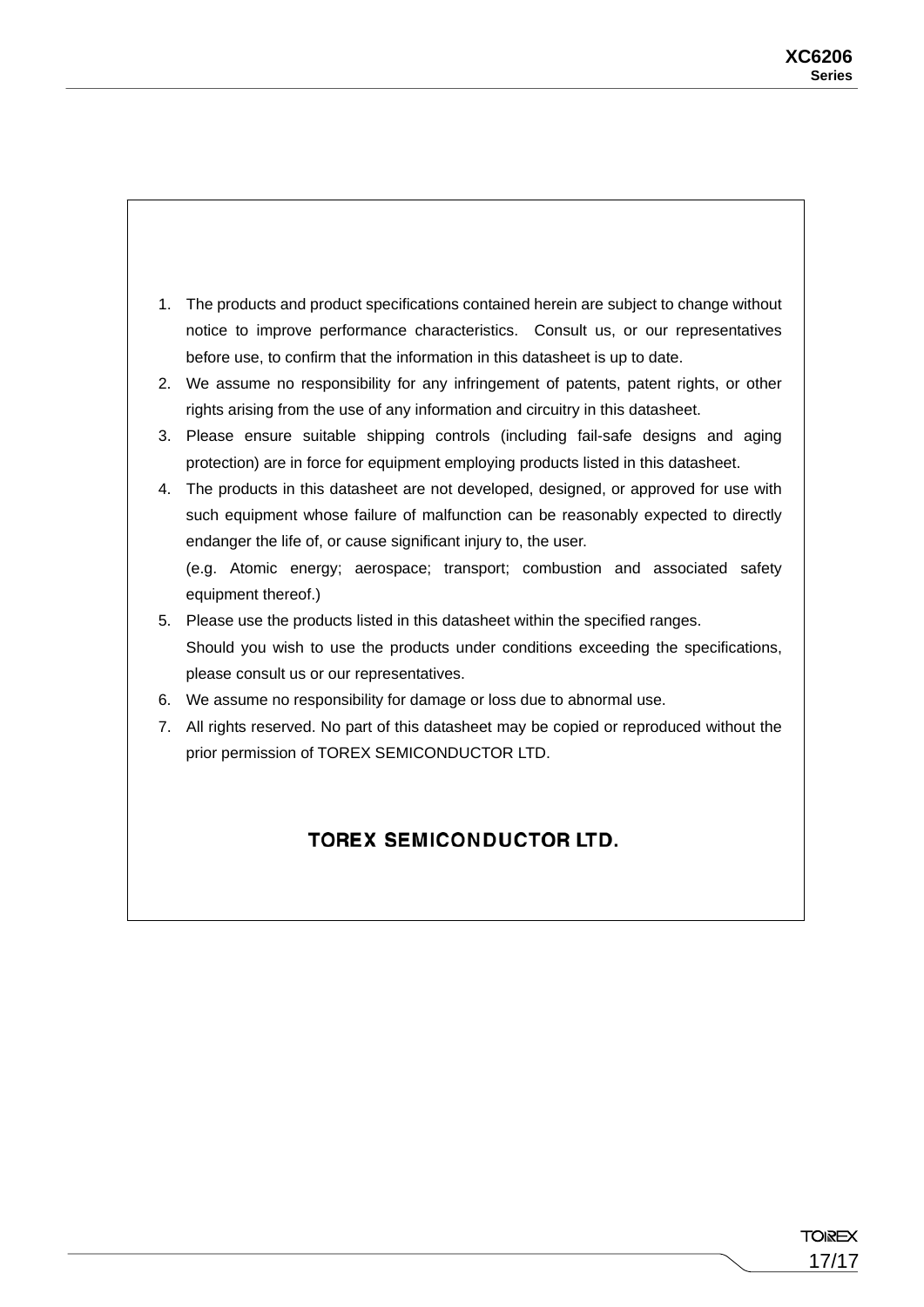1. The products and product specifications contained herein are subject to change without notice to improve performance characteristics. Consult us, or our representatives before use, to confirm that the information in this datasheet is up to date.
2. We assume no responsibility for any infringement of patents, patent rights, or other rights arising from the use of any information and circuitry in this datasheet.
3. Please ensure suitable shipping controls (including fail-safe designs and aging protection) are in force for equipment employing products listed in this datasheet.
4. The products in this datasheet are not developed, designed, or approved for use with such equipment whose failure of malfunction can be reasonably expected to directly endanger the life of, or cause significant injury to, the user.
   (e.g. Atomic energy; aerospace; transport; combustion and associated safety equipment thereof.)
5. Please use the products listed in this datasheet within the specified ranges.
   Should you wish to use the products under conditions exceeding the specifications, please consult us or our representatives.
6. We assume no responsibility for damage or loss due to abnormal use.
7. All rights reserved. No part of this datasheet may be copied or reproduced without the prior permission of TOREX SEMICONDUCTOR LTD.

**TOREX SEMICONDUCTOR LTD.**